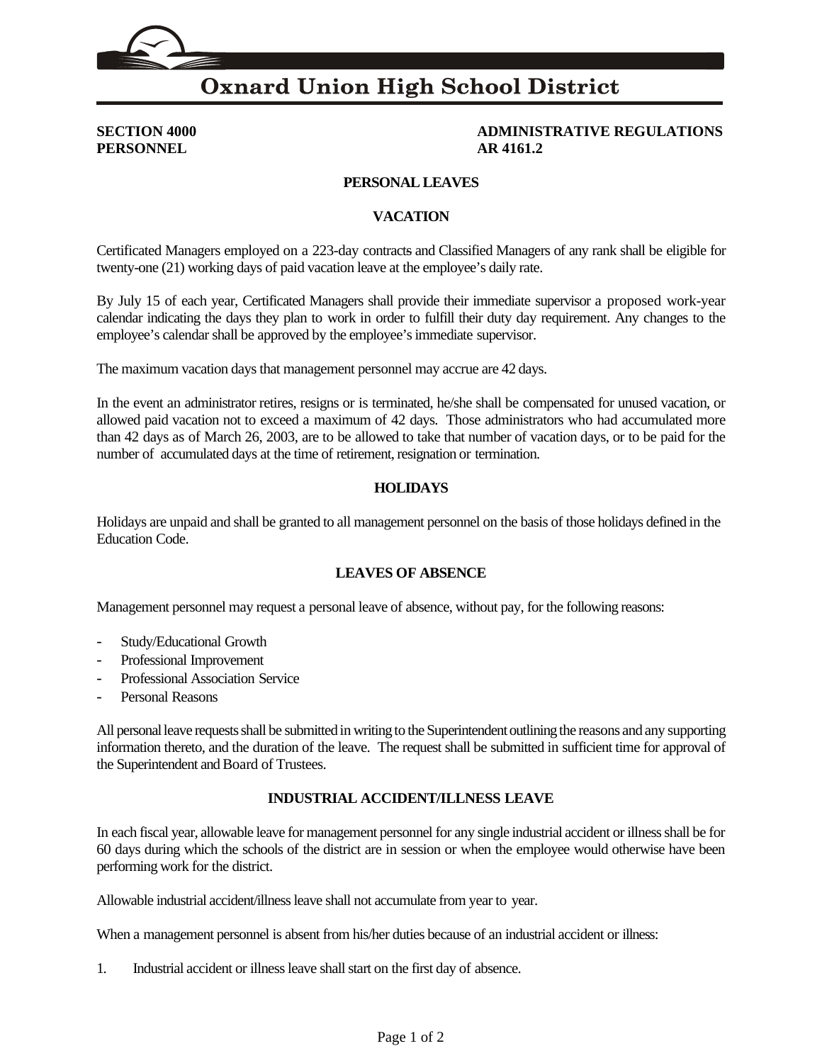# Oxnard Union High School District

**SECTION 4000**
**PERSONNEL**

**ADMINISTRATIVE REGULATIONS**
**AR 4161.2**

## PERSONAL LEAVES

### VACATION

Certificated Managers employed on a 223-day contracts and Classified Managers of any rank shall be eligible for twenty-one (21) working days of paid vacation leave at the employee's daily rate.

By July 15 of each year, Certificated Managers shall provide their immediate supervisor a proposed work-year calendar indicating the days they plan to work in order to fulfill their duty day requirement. Any changes to the employee's calendar shall be approved by the employee's immediate supervisor.

The maximum vacation days that management personnel may accrue are 42 days.

In the event an administrator retires, resigns or is terminated, he/she shall be compensated for unused vacation, or allowed paid vacation not to exceed a maximum of 42 days. Those administrators who had accumulated more than 42 days as of March 26, 2003, are to be allowed to take that number of vacation days, or to be paid for the number of accumulated days at the time of retirement, resignation or termination.

### HOLIDAYS

Holidays are unpaid and shall be granted to all management personnel on the basis of those holidays defined in the Education Code.

### LEAVES OF ABSENCE

Management personnel may request a personal leave of absence, without pay, for the following reasons:

- Study/Educational Growth
- Professional Improvement
- Professional Association Service
- Personal Reasons

All personal leave requests shall be submitted in writing to the Superintendent outlining the reasons and any supporting information thereto, and the duration of the leave. The request shall be submitted in sufficient time for approval of the Superintendent and Board of Trustees.

### INDUSTRIAL ACCIDENT/ILLNESS LEAVE

In each fiscal year, allowable leave for management personnel for any single industrial accident or illness shall be for 60 days during which the schools of the district are in session or when the employee would otherwise have been performing work for the district.

Allowable industrial accident/illness leave shall not accumulate from year to year.

When a management personnel is absent from his/her duties because of an industrial accident or illness:

1. Industrial accident or illness leave shall start on the first day of absence.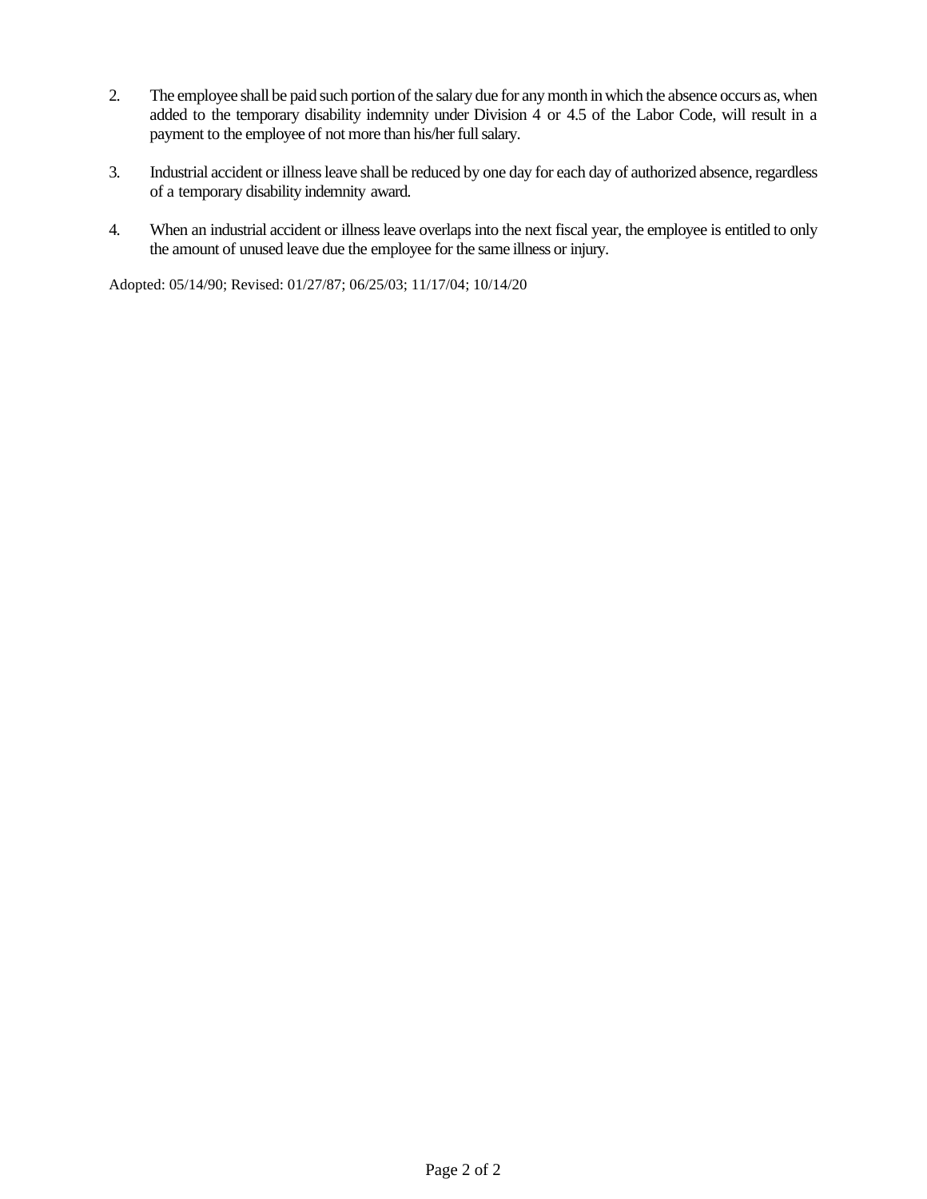2. The employee shall be paid such portion of the salary due for any month in which the absence occurs as, when added to the temporary disability indemnity under Division 4 or 4.5 of the Labor Code, will result in a payment to the employee of not more than his/her full salary.

3. Industrial accident or illness leave shall be reduced by one day for each day of authorized absence, regardless of a temporary disability indemnity award.

4. When an industrial accident or illness leave overlaps into the next fiscal year, the employee is entitled to only the amount of unused leave due the employee for the same illness or injury.

Adopted: 05/14/90; Revised: 01/27/87; 06/25/03; 11/17/04; 10/14/20